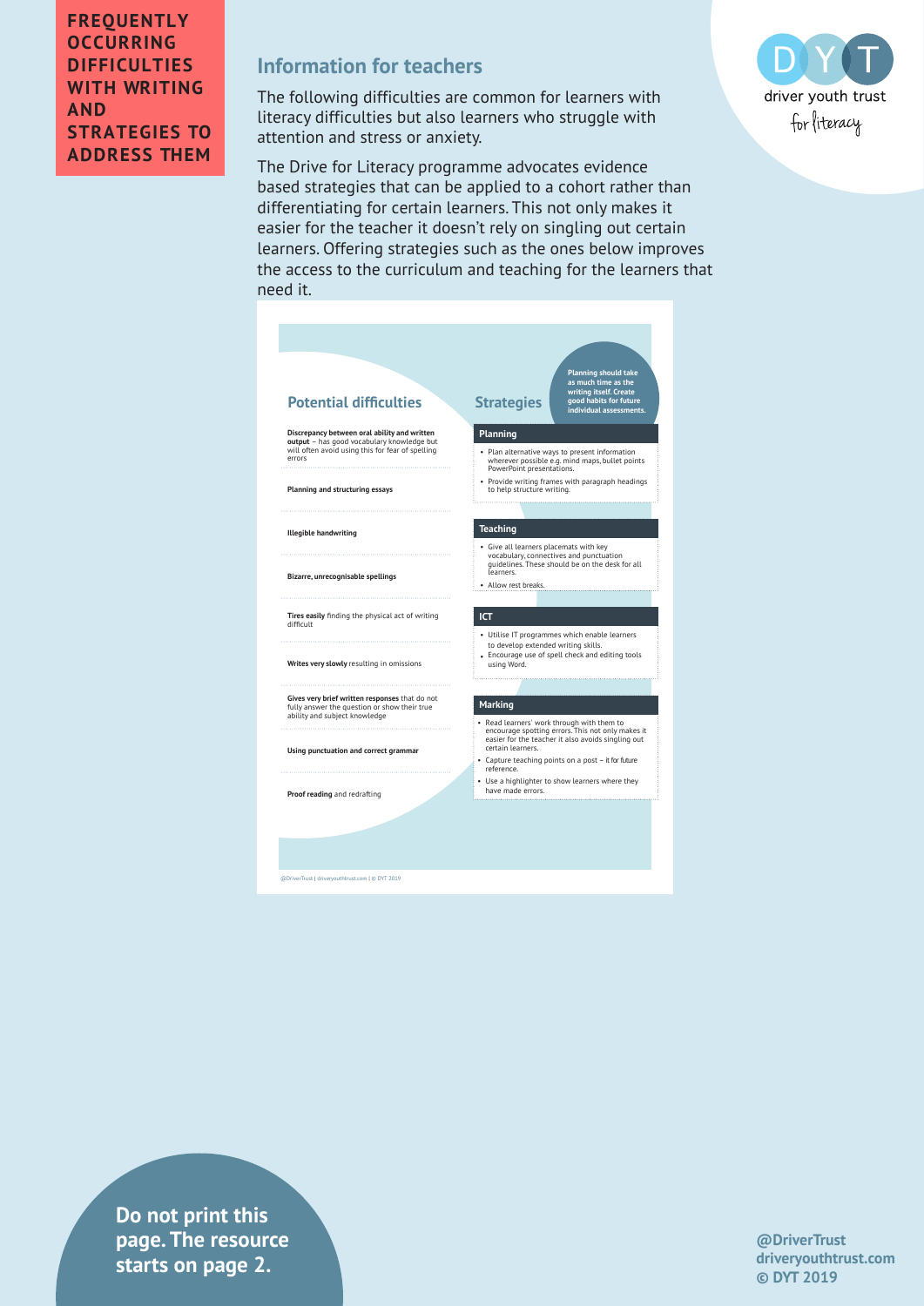# FREQUENTLY OCCURRING DIFFICULTIES WITH WRITING AND STRATEGIES TO ADDRESS THEM

driver youth trust
for literacy

## Information for teachers

The following difficulties are common for learners with literacy difficulties but also learners who struggle with attention and stress or anxiety.

The Drive for Literacy programme advocates evidence based strategies that can be applied to a cohort rather than differentiating for certain learners. This not only makes it easier for the teacher it doesn't rely on singling out certain learners. Offering strategies such as the ones below improves the access to the curriculum and teaching for the learners that need it.

### Potential difficulties

**Discrepancy between oral ability and written output** – has good vocabulary knowledge but will often avoid using this for fear of spelling errors

**Planning and structuring essays**

**Illegible handwriting**

**Bizarre, unrecognisable spellings**

**Tires easily** finding the physical act of writing difficult

**Writes very slowly** resulting in omissions

**Gives very brief written responses** that do not fully answer the question or show their true ability and subject knowledge

**Using punctuation and correct grammar**

**Proof reading** and redrafting

### Strategies

**Planning should take as much time as the writing itself. Create good habits for future individual assessments.**

#### Planning

- Plan alternative ways to present information wherever possible e.g. mind maps, bullet points PowerPoint presentations.
- Provide writing frames with paragraph headings to help structure writing.

#### Teaching

- Give all learners placemats with key vocabulary, connectives and punctuation guidelines. These should be on the desk for all learners.
- Allow rest breaks.

#### ICT

- Utilise IT programmes which enable learners to develop extended writing skills.
- Encourage use of spell check and editing tools using Word.

#### Marking

- Read learners' work through with them to encourage spotting errors. This not only makes it easier for the teacher it also avoids singling out certain learners.
- Capture teaching points on a post – it for future reference.
- Use a highlighter to show learners where they have made errors.

@DriverTrust | driveryouthtrust.com | © DYT 2019

**Do not print this page. The resource starts on page 2.**

**@DriverTrust**
**driveryouthtrust.com**
**© DYT 2019**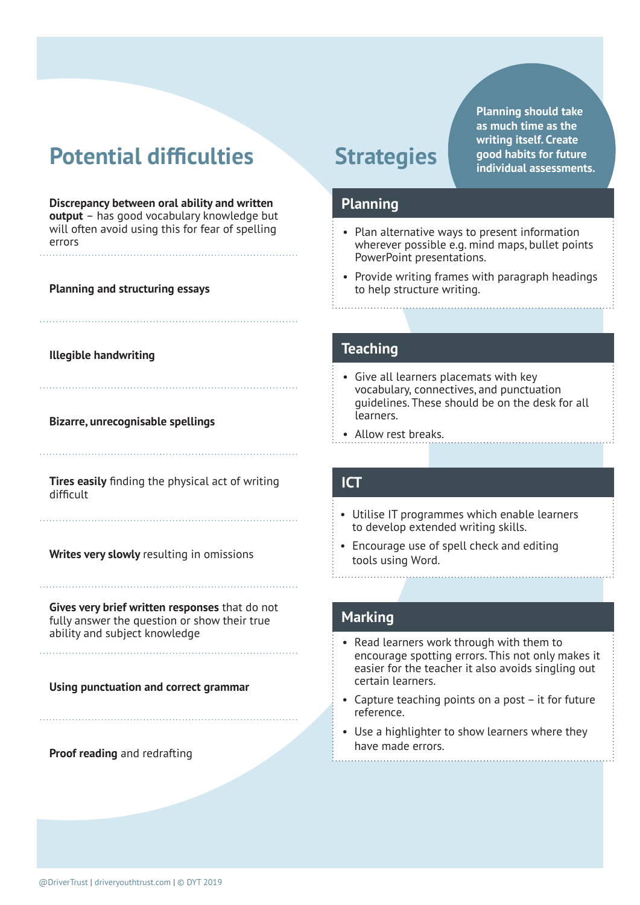## Potential difficulties

**Discrepancy between oral ability and written output** – has good vocabulary knowledge but will often avoid using this for fear of spelling errors

**Planning and structuring essays**

**Illegible handwriting**

**Bizarre, unrecognisable spellings**

**Tires easily** finding the physical act of writing difficult

**Writes very slowly** resulting in omissions

**Gives very brief written responses** that do not fully answer the question or show their true ability and subject knowledge

**Using punctuation and correct grammar**

**Proof reading** and redrafting

## Strategies

**Planning should take as much time as the writing itself. Create good habits for future individual assessments.**

### Planning

- Plan alternative ways to present information wherever possible e.g. mind maps, bullet points PowerPoint presentations.
- Provide writing frames with paragraph headings to help structure writing.

### Teaching

- Give all learners placemats with key vocabulary, connectives, and punctuation guidelines. These should be on the desk for all learners.
- Allow rest breaks.

### ICT

- Utilise IT programmes which enable learners to develop extended writing skills.
- Encourage use of spell check and editing tools using Word.

### Marking

- Read learners work through with them to encourage spotting errors. This not only makes it easier for the teacher it also avoids singling out certain learners.
- Capture teaching points on a post – it for future reference.
- Use a highlighter to show learners where they have made errors.

@DriverTrust | driveryouthtrust.com | © DYT 2019